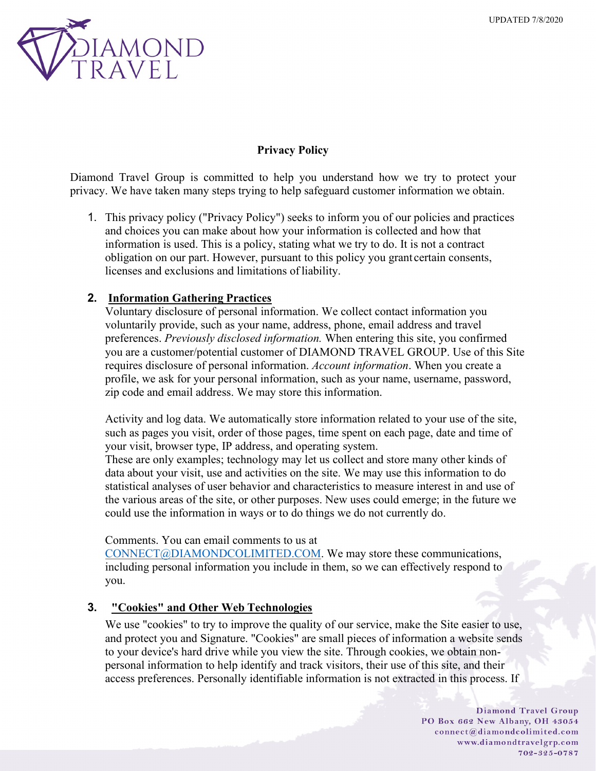UPDATED 7/8/2020

# Privacy Policy

Diamond Travel Group is committed to help you understand how we try to protect your privacy. We have taken many steps trying to help safeguard customer information we obtain.

1. This privacy policy ("Privacy Policy") seeks to inform you of our policies and practices and choices you can make about how your information is collected and how that information is used. This is a policy, stating what we try to do. It is not a contract obligation on our part. However, pursuant to this policy you grant certain consents, licenses and exclusions and limitations of liability.

2. **Information Gathering Practices**

   Voluntary disclosure of personal information. We collect contact information you voluntarily provide, such as your name, address, phone, email address and travel preferences. *Previously disclosed information.* When entering this site, you confirmed you are a customer/potential customer of DIAMOND TRAVEL GROUP. Use of this Site requires disclosure of personal information. *Account information*. When you create a profile, we ask for your personal information, such as your name, username, password, zip code and email address. We may store this information.

   Activity and log data. We automatically store information related to your use of the site, such as pages you visit, order of those pages, time spent on each page, date and time of your visit, browser type, IP address, and operating system.
   These are only examples; technology may let us collect and store many other kinds of data about your visit, use and activities on the site. We may use this information to do statistical analyses of user behavior and characteristics to measure interest in and use of the various areas of the site, or other purposes. New uses could emerge; in the future we could use the information in ways or to do things we do not currently do.

   Comments. You can email comments to us at CONNECT@DIAMONDCOLIMITED.COM. We may store these communications, including personal information you include in them, so we can effectively respond to you.

3. **"Cookies" and Other Web Technologies**

   We use "cookies" to try to improve the quality of our service, make the Site easier to use, and protect you and Signature. "Cookies" are small pieces of information a website sends to your device's hard drive while you view the site. Through cookies, we obtain non-personal information to help identify and track visitors, their use of this site, and their access preferences. Personally identifiable information is not extracted in this process. If

Diamond Travel Group
PO Box 662 New Albany, OH 43054
connect@diamondcolimited.com
www.diamondtravelgrp.com
702-325-0787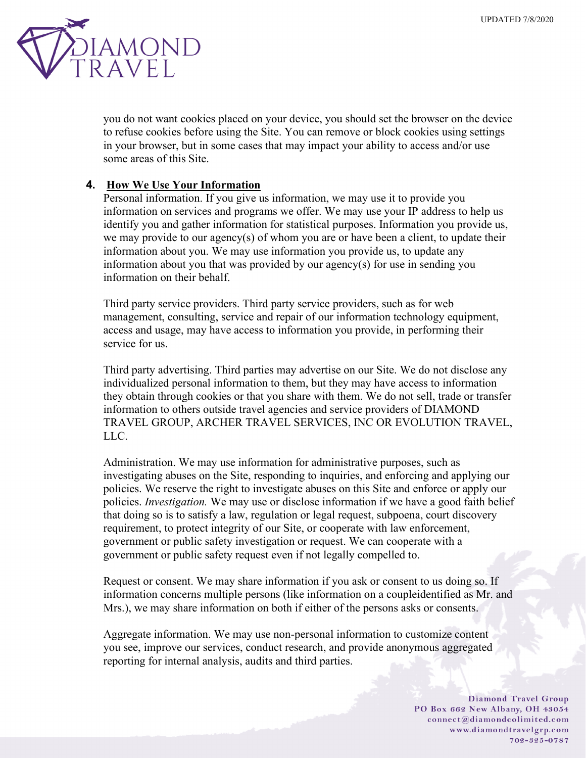you do not want cookies placed on your device, you should set the browser on the device to refuse cookies before using the Site. You can remove or block cookies using settings in your browser, but in some cases that may impact your ability to access and/or use some areas of this Site.

## 4. How We Use Your Information

Personal information. If you give us information, we may use it to provide you information on services and programs we offer. We may use your IP address to help us identify you and gather information for statistical purposes. Information you provide us, we may provide to our agency(s) of whom you are or have been a client, to update their information about you. We may use information you provide us, to update any information about you that was provided by our agency(s) for use in sending you information on their behalf.

Third party service providers. Third party service providers, such as for web management, consulting, service and repair of our information technology equipment, access and usage, may have access to information you provide, in performing their service for us.

Third party advertising. Third parties may advertise on our Site. We do not disclose any individualized personal information to them, but they may have access to information they obtain through cookies or that you share with them. We do not sell, trade or transfer information to others outside travel agencies and service providers of DIAMOND TRAVEL GROUP, ARCHER TRAVEL SERVICES, INC OR EVOLUTION TRAVEL, LLC.

Administration. We may use information for administrative purposes, such as investigating abuses on the Site, responding to inquiries, and enforcing and applying our policies. We reserve the right to investigate abuses on this Site and enforce or apply our policies. *Investigation.* We may use or disclose information if we have a good faith belief that doing so is to satisfy a law, regulation or legal request, subpoena, court discovery requirement, to protect integrity of our Site, or cooperate with law enforcement, government or public safety investigation or request. We can cooperate with a government or public safety request even if not legally compelled to.

Request or consent. We may share information if you ask or consent to us doing so. If information concerns multiple persons (like information on a coupleidentified as Mr. and Mrs.), we may share information on both if either of the persons asks or consents.

Aggregate information. We may use non-personal information to customize content you see, improve our services, conduct research, and provide anonymous aggregated reporting for internal analysis, audits and third parties.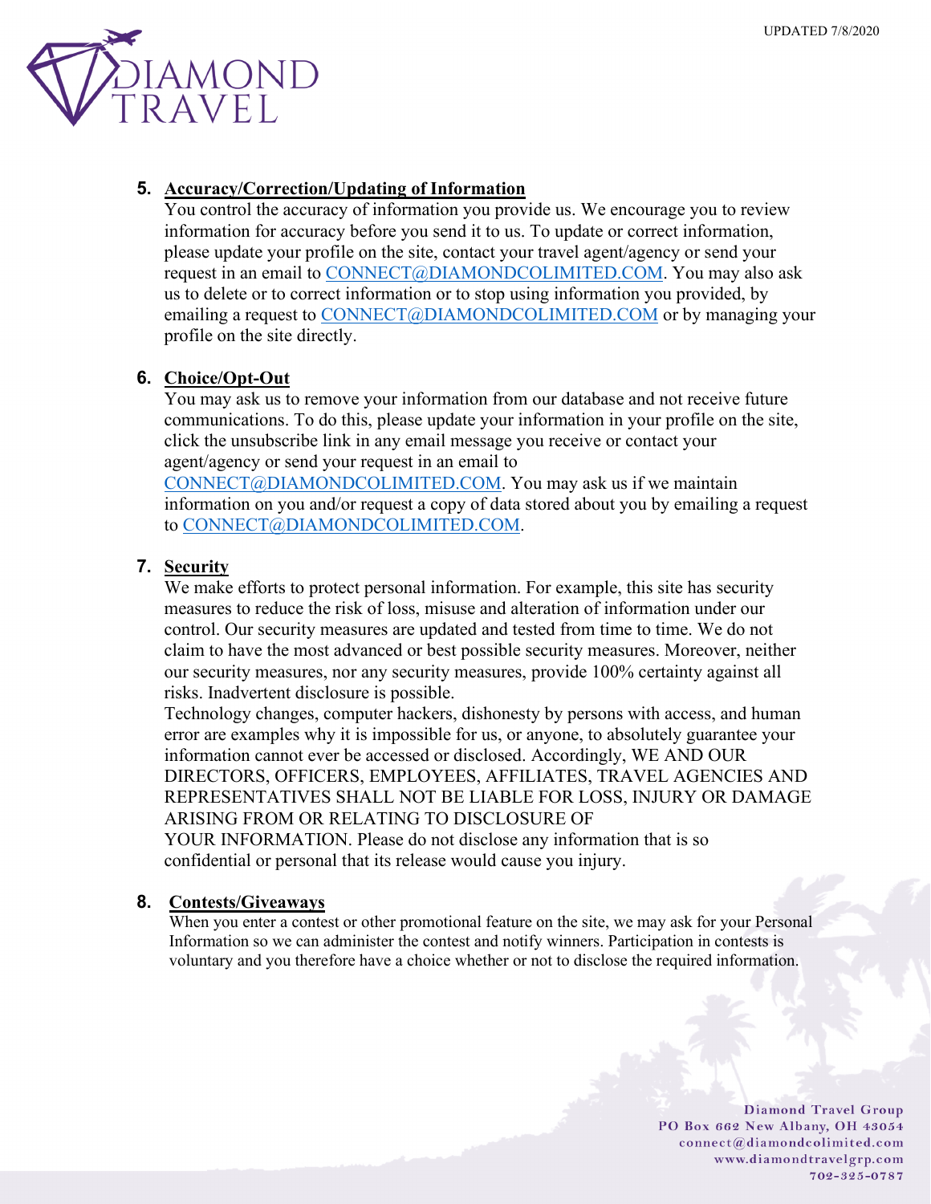## 5. Accuracy/Correction/Updating of Information

You control the accuracy of information you provide us. We encourage you to review information for accuracy before you send it to us. To update or correct information, please update your profile on the site, contact your travel agent/agency or send your request in an email to CONNECT@DIAMONDCOLIMITED.COM. You may also ask us to delete or to correct information or to stop using information you provided, by emailing a request to CONNECT@DIAMONDCOLIMITED.COM or by managing your profile on the site directly.

## 6. Choice/Opt-Out

You may ask us to remove your information from our database and not receive future communications. To do this, please update your information in your profile on the site, click the unsubscribe link in any email message you receive or contact your agent/agency or send your request in an email to CONNECT@DIAMONDCOLIMITED.COM. You may ask us if we maintain information on you and/or request a copy of data stored about you by emailing a request to CONNECT@DIAMONDCOLIMITED.COM.

## 7. Security

We make efforts to protect personal information. For example, this site has security measures to reduce the risk of loss, misuse and alteration of information under our control. Our security measures are updated and tested from time to time. We do not claim to have the most advanced or best possible security measures. Moreover, neither our security measures, nor any security measures, provide 100% certainty against all risks. Inadvertent disclosure is possible.

Technology changes, computer hackers, dishonesty by persons with access, and human error are examples why it is impossible for us, or anyone, to absolutely guarantee your information cannot ever be accessed or disclosed. Accordingly, WE AND OUR DIRECTORS, OFFICERS, EMPLOYEES, AFFILIATES, TRAVEL AGENCIES AND REPRESENTATIVES SHALL NOT BE LIABLE FOR LOSS, INJURY OR DAMAGE ARISING FROM OR RELATING TO DISCLOSURE OF YOUR INFORMATION. Please do not disclose any information that is so confidential or personal that its release would cause you injury.

## 8. Contests/Giveaways

When you enter a contest or other promotional feature on the site, we may ask for your Personal Information so we can administer the contest and notify winners. Participation in contests is voluntary and you therefore have a choice whether or not to disclose the required information.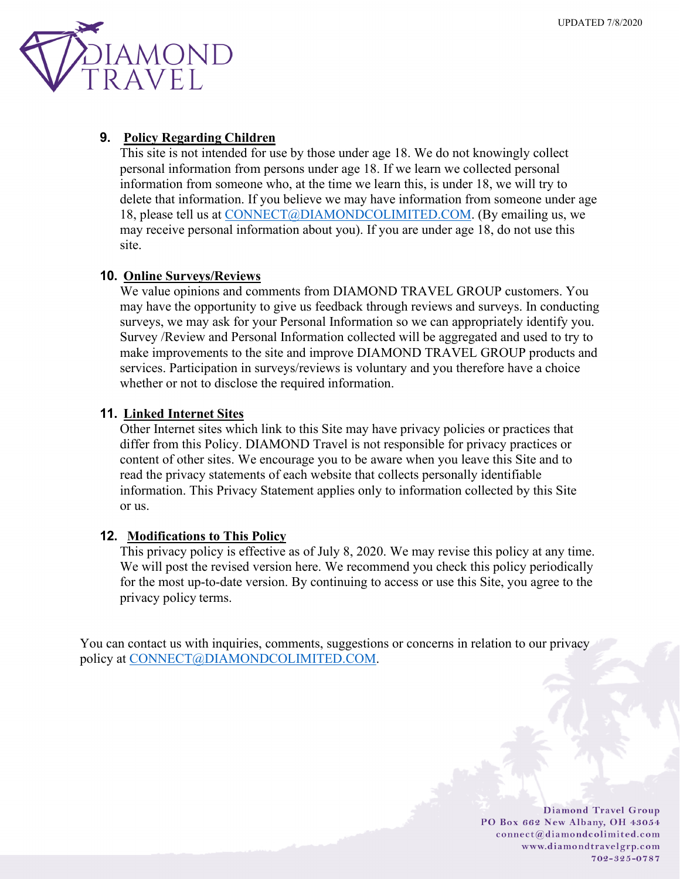## 9. Policy Regarding Children

This site is not intended for use by those under age 18. We do not knowingly collect personal information from persons under age 18. If we learn we collected personal information from someone who, at the time we learn this, is under 18, we will try to delete that information. If you believe we may have information from someone under age 18, please tell us at CONNECT@DIAMONDCOLIMITED.COM. (By emailing us, we may receive personal information about you). If you are under age 18, do not use this site.

## 10. Online Surveys/Reviews

We value opinions and comments from DIAMOND TRAVEL GROUP customers. You may have the opportunity to give us feedback through reviews and surveys. In conducting surveys, we may ask for your Personal Information so we can appropriately identify you. Survey /Review and Personal Information collected will be aggregated and used to try to make improvements to the site and improve DIAMOND TRAVEL GROUP products and services. Participation in surveys/reviews is voluntary and you therefore have a choice whether or not to disclose the required information.

## 11. Linked Internet Sites

Other Internet sites which link to this Site may have privacy policies or practices that differ from this Policy. DIAMOND Travel is not responsible for privacy practices or content of other sites. We encourage you to be aware when you leave this Site and to read the privacy statements of each website that collects personally identifiable information. This Privacy Statement applies only to information collected by this Site or us.

## 12. Modifications to This Policy

This privacy policy is effective as of July 8, 2020. We may revise this policy at any time. We will post the revised version here. We recommend you check this policy periodically for the most up-to-date version. By continuing to access or use this Site, you agree to the privacy policy terms.

You can contact us with inquiries, comments, suggestions or concerns in relation to our privacy policy at CONNECT@DIAMONDCOLIMITED.COM.

Diamond Travel Group
PO Box 662 New Albany, OH 43054
connect@diamondcolimited.com
www.diamondtravelgrp.com
702-325-0787